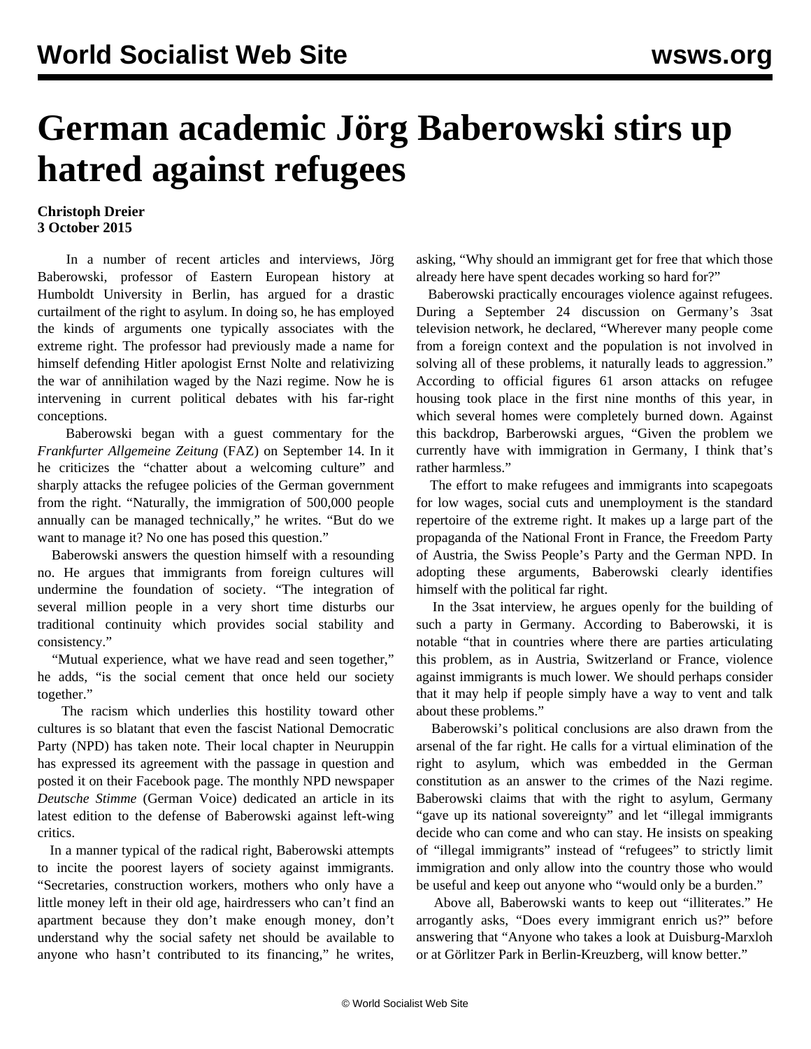# German academic Jörg Baberowski stirs up hatred against refugees

**Christoph Dreier**
**3 October 2015**

In a number of recent articles and interviews, Jörg Baberowski, professor of Eastern European history at Humboldt University in Berlin, has argued for a drastic curtailment of the right to asylum. In doing so, he has employed the kinds of arguments one typically associates with the extreme right. The professor had previously made a name for himself defending Hitler apologist Ernst Nolte and relativizing the war of annihilation waged by the Nazi regime. Now he is intervening in current political debates with his far-right conceptions.

Baberowski began with a guest commentary for the *Frankfurter Allgemeine Zeitung* (FAZ) on September 14. In it he criticizes the "chatter about a welcoming culture" and sharply attacks the refugee policies of the German government from the right. "Naturally, the immigration of 500,000 people annually can be managed technically," he writes. "But do we want to manage it? No one has posed this question."

Baberowski answers the question himself with a resounding no. He argues that immigrants from foreign cultures will undermine the foundation of society. "The integration of several million people in a very short time disturbs our traditional continuity which provides social stability and consistency."

"Mutual experience, what we have read and seen together," he adds, "is the social cement that once held our society together."

The racism which underlies this hostility toward other cultures is so blatant that even the fascist National Democratic Party (NPD) has taken note. Their local chapter in Neuruppin has expressed its agreement with the passage in question and posted it on their Facebook page. The monthly NPD newspaper *Deutsche Stimme* (German Voice) dedicated an article in its latest edition to the defense of Baberowski against left-wing critics.

In a manner typical of the radical right, Baberowski attempts to incite the poorest layers of society against immigrants. "Secretaries, construction workers, mothers who only have a little money left in their old age, hairdressers who can't find an apartment because they don't make enough money, don't understand why the social safety net should be available to anyone who hasn't contributed to its financing," he writes, asking, "Why should an immigrant get for free that which those already here have spent decades working so hard for?"

Baberowski practically encourages violence against refugees. During a September 24 discussion on Germany's 3sat television network, he declared, "Wherever many people come from a foreign context and the population is not involved in solving all of these problems, it naturally leads to aggression." According to official figures 61 arson attacks on refugee housing took place in the first nine months of this year, in which several homes were completely burned down. Against this backdrop, Barberowski argues, "Given the problem we currently have with immigration in Germany, I think that's rather harmless."

The effort to make refugees and immigrants into scapegoats for low wages, social cuts and unemployment is the standard repertoire of the extreme right. It makes up a large part of the propaganda of the National Front in France, the Freedom Party of Austria, the Swiss People's Party and the German NPD. In adopting these arguments, Baberowski clearly identifies himself with the political far right.

In the 3sat interview, he argues openly for the building of such a party in Germany. According to Baberowski, it is notable "that in countries where there are parties articulating this problem, as in Austria, Switzerland or France, violence against immigrants is much lower. We should perhaps consider that it may help if people simply have a way to vent and talk about these problems."

Baberowski's political conclusions are also drawn from the arsenal of the far right. He calls for a virtual elimination of the right to asylum, which was embedded in the German constitution as an answer to the crimes of the Nazi regime. Baberowski claims that with the right to asylum, Germany "gave up its national sovereignty" and let "illegal immigrants decide who can come and who can stay. He insists on speaking of "illegal immigrants" instead of "refugees" to strictly limit immigration and only allow into the country those who would be useful and keep out anyone who "would only be a burden."

Above all, Baberowski wants to keep out "illiterates." He arrogantly asks, "Does every immigrant enrich us?" before answering that "Anyone who takes a look at Duisburg-Marxloh or at Görlitzer Park in Berlin-Kreuzberg, will know better."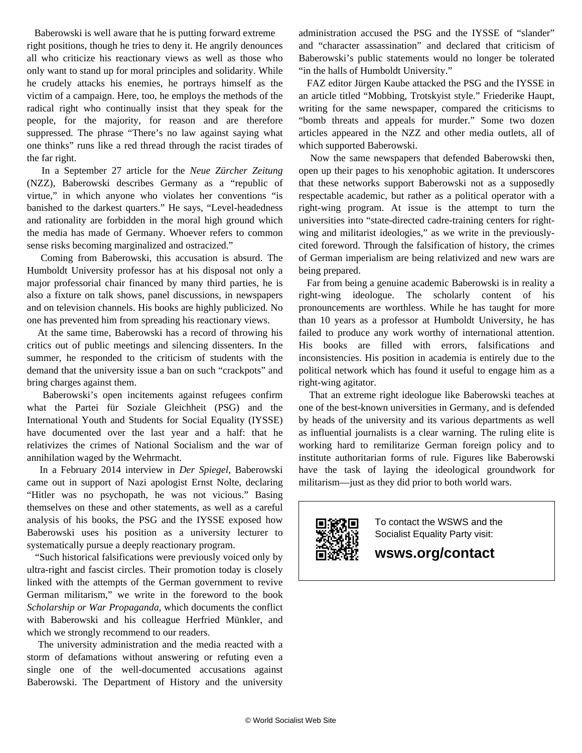Baberowski is well aware that he is putting forward extreme right positions, though he tries to deny it. He angrily denounces all who criticize his reactionary views as well as those who only want to stand up for moral principles and solidarity. While he crudely attacks his enemies, he portrays himself as the victim of a campaign. Here, too, he employs the methods of the radical right who continually insist that they speak for the people, for the majority, for reason and are therefore suppressed. The phrase "There's no law against saying what one thinks" runs like a red thread through the racist tirades of the far right.

In a September 27 article for the *Neue Zürcher Zeitung* (NZZ), Baberowski describes Germany as a "republic of virtue," in which anyone who violates her conventions "is banished to the darkest quarters." He says, "Level-headedness and rationality are forbidden in the moral high ground which the media has made of Germany. Whoever refers to common sense risks becoming marginalized and ostracized."

Coming from Baberowski, this accusation is absurd. The Humboldt University professor has at his disposal not only a major professorial chair financed by many third parties, he is also a fixture on talk shows, panel discussions, in newspapers and on television channels. His books are highly publicized. No one has prevented him from spreading his reactionary views.

At the same time, Baberowski has a record of throwing his critics out of public meetings and silencing dissenters. In the summer, he responded to the criticism of students with the demand that the university issue a ban on such "crackpots" and bring charges against them.

Baberowski's open incitements against refugees confirm what the Partei für Soziale Gleichheit (PSG) and the International Youth and Students for Social Equality (IYSSE) have documented over the last year and a half: that he relativizes the crimes of National Socialism and the war of annihilation waged by the Wehrmacht.

In a February 2014 interview in *Der Spiegel*, Baberowski came out in support of Nazi apologist Ernst Nolte, declaring "Hitler was no psychopath, he was not vicious." Basing themselves on these and other statements, as well as a careful analysis of his books, the PSG and the IYSSE exposed how Baberowski uses his position as a university lecturer to systematically pursue a deeply reactionary program.

"Such historical falsifications were previously voiced only by ultra-right and fascist circles. Their promotion today is closely linked with the attempts of the German government to revive German militarism," we write in the foreword to the book *Scholarship or War Propaganda*, which documents the conflict with Baberowski and his colleague Herfried Münkler, and which we strongly recommend to our readers.

The university administration and the media reacted with a storm of defamations without answering or refuting even a single one of the well-documented accusations against Baberowski. The Department of History and the university administration accused the PSG and the IYSSE of "slander" and "character assassination" and declared that criticism of Baberowski's public statements would no longer be tolerated "in the halls of Humboldt University."

FAZ editor Jürgen Kaube attacked the PSG and the IYSSE in an article titled "Mobbing, Trotskyist style." Friederike Haupt, writing for the same newspaper, compared the criticisms to "bomb threats and appeals for murder." Some two dozen articles appeared in the NZZ and other media outlets, all of which supported Baberowski.

Now the same newspapers that defended Baberowski then, open up their pages to his xenophobic agitation. It underscores that these networks support Baberowski not as a supposedly respectable academic, but rather as a political operator with a right-wing program. At issue is the attempt to turn the universities into "state-directed cadre-training centers for right-wing and militarist ideologies," as we write in the previously-cited foreword. Through the falsification of history, the crimes of German imperialism are being relativized and new wars are being prepared.

Far from being a genuine academic Baberowski is in reality a right-wing ideologue. The scholarly content of his pronouncements are worthless. While he has taught for more than 10 years as a professor at Humboldt University, he has failed to produce any work worthy of international attention. His books are filled with errors, falsifications and inconsistencies. His position in academia is entirely due to the political network which has found it useful to engage him as a right-wing agitator.

That an extreme right ideologue like Baberowski teaches at one of the best-known universities in Germany, and is defended by heads of the university and its various departments as well as influential journalists is a clear warning. The ruling elite is working hard to remilitarize German foreign policy and to institute authoritarian forms of rule. Figures like Baberowski have the task of laying the ideological groundwork for militarism—just as they did prior to both world wars.

To contact the WSWS and the Socialist Equality Party visit:

**wsws.org/contact**